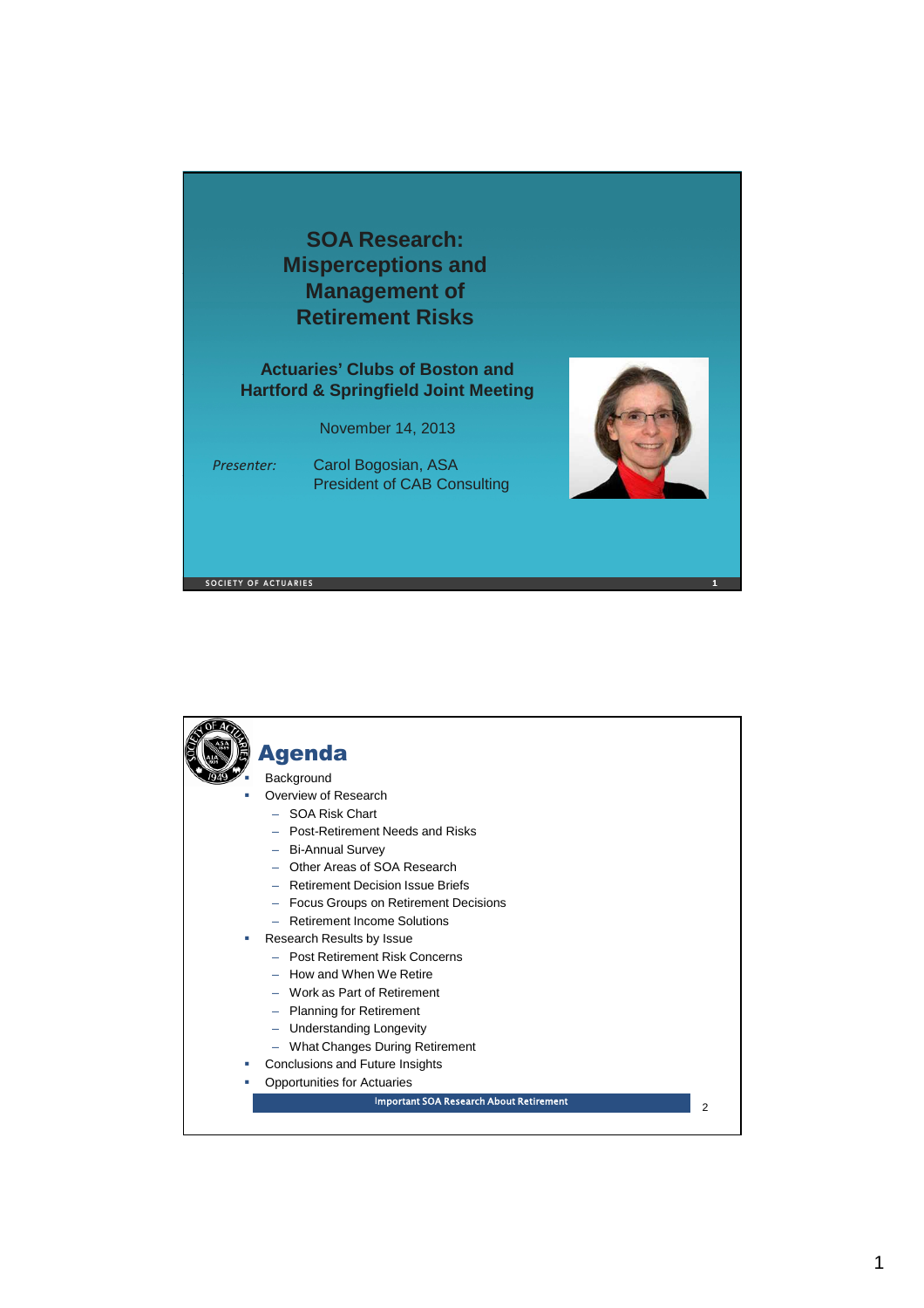# SOA Research: Misperceptions and Management of Retirement Risks

## Actuaries' Clubs of Boston and Hartford & Springfield Joint Meeting

November 14, 2013

*Presenter:* Carol Bogosian, ASA
President of CAB Consulting

SOCIETY OF ACTUARIES

---

# Agenda

- Background
- Overview of Research
  - SOA Risk Chart
  - Post-Retirement Needs and Risks
  - Bi-Annual Survey
  - Other Areas of SOA Research
  - Retirement Decision Issue Briefs
  - Focus Groups on Retirement Decisions
  - Retirement Income Solutions
- Research Results by Issue
  - Post Retirement Risk Concerns
  - How and When We Retire
  - Work as Part of Retirement
  - Planning for Retirement
  - Understanding Longevity
  - What Changes During Retirement
- Conclusions and Future Insights
- Opportunities for Actuaries

Important SOA Research About Retirement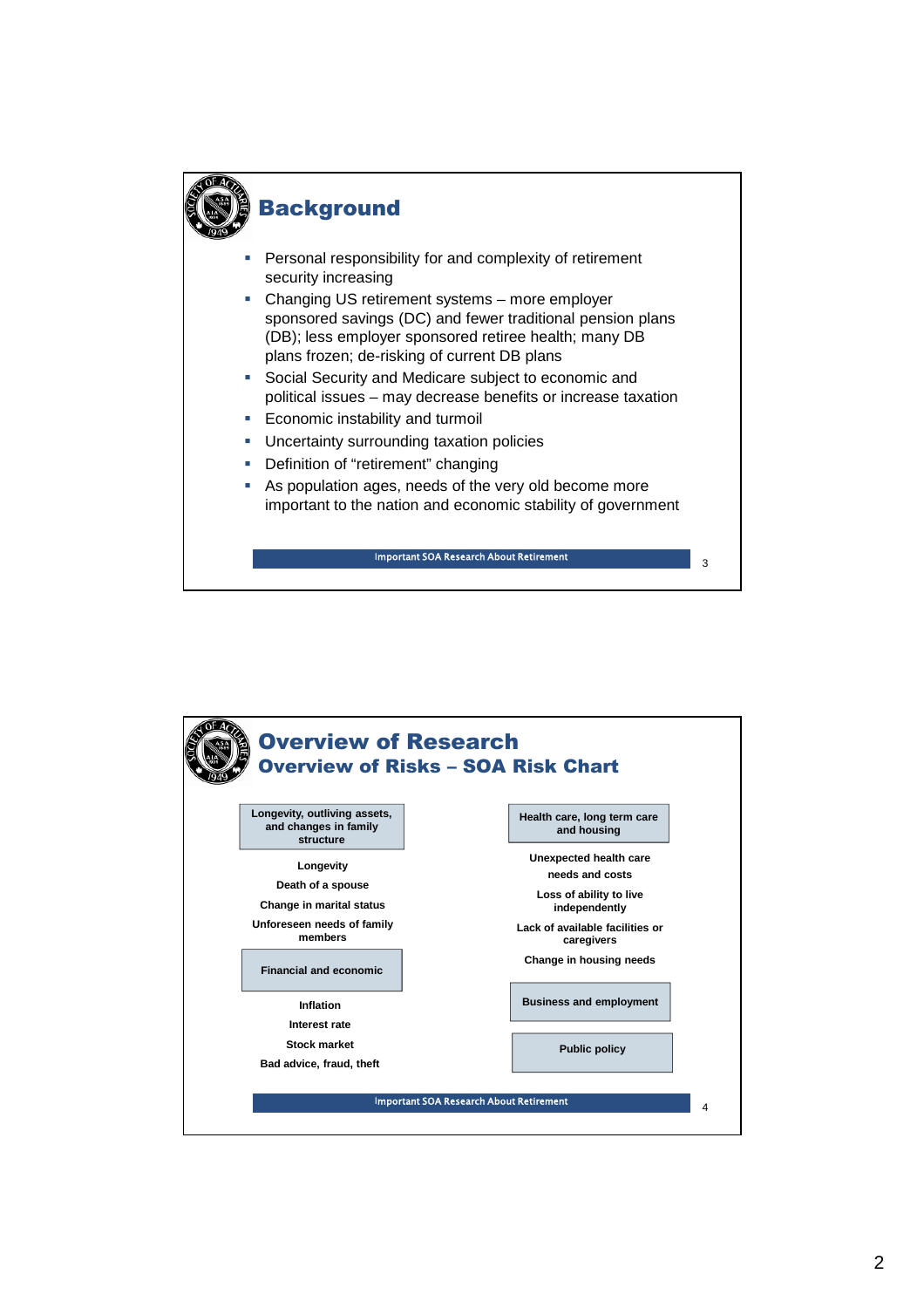## Background

- Personal responsibility for and complexity of retirement security increasing
- Changing US retirement systems – more employer sponsored savings (DC) and fewer traditional pension plans (DB); less employer sponsored retiree health; many DB plans frozen; de-risking of current DB plans
- Social Security and Medicare subject to economic and political issues – may decrease benefits or increase taxation
- Economic instability and turmoil
- Uncertainty surrounding taxation policies
- Definition of “retirement” changing
- As population ages, needs of the very old become more important to the nation and economic stability of government

Important SOA Research About Retirement

## Overview of Research

### Overview of Risks – SOA Risk Chart

**Longevity, outliving assets, and changes in family structure**

- Longevity
- Death of a spouse
- Change in marital status
- Unforeseen needs of family members

**Financial and economic**

- Inflation
- Interest rate
- Stock market
- Bad advice, fraud, theft

**Health care, long term care and housing**

- Unexpected health care needs and costs
- Loss of ability to live independently
- Lack of available facilities or caregivers
- Change in housing needs

**Business and employment**

**Public policy**

Important SOA Research About Retirement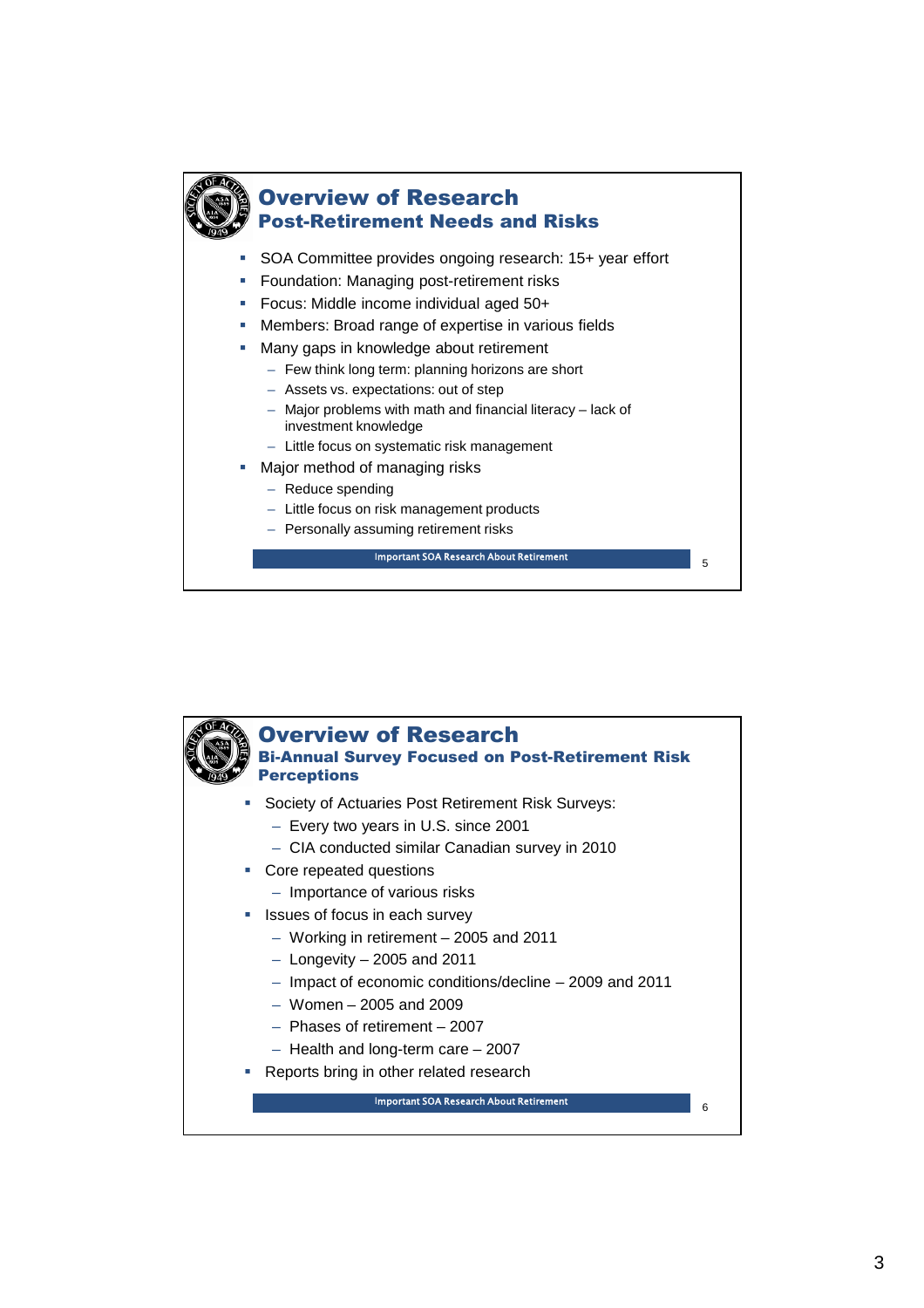## Overview of Research
### Post-Retirement Needs and Risks

- SOA Committee provides ongoing research: 15+ year effort
- Foundation: Managing post-retirement risks
- Focus: Middle income individual aged 50+
- Members: Broad range of expertise in various fields
- Many gaps in knowledge about retirement
  - Few think long term: planning horizons are short
  - Assets vs. expectations: out of step
  - Major problems with math and financial literacy – lack of investment knowledge
  - Little focus on systematic risk management
- Major method of managing risks
  - Reduce spending
  - Little focus on risk management products
  - Personally assuming retirement risks

Important SOA Research About Retirement

## Overview of Research
### Bi-Annual Survey Focused on Post-Retirement Risk Perceptions

- Society of Actuaries Post Retirement Risk Surveys:
  - Every two years in U.S. since 2001
  - CIA conducted similar Canadian survey in 2010
- Core repeated questions
  - Importance of various risks
- Issues of focus in each survey
  - Working in retirement – 2005 and 2011
  - Longevity – 2005 and 2011
  - Impact of economic conditions/decline – 2009 and 2011
  - Women – 2005 and 2009
  - Phases of retirement – 2007
  - Health and long-term care – 2007
- Reports bring in other related research

Important SOA Research About Retirement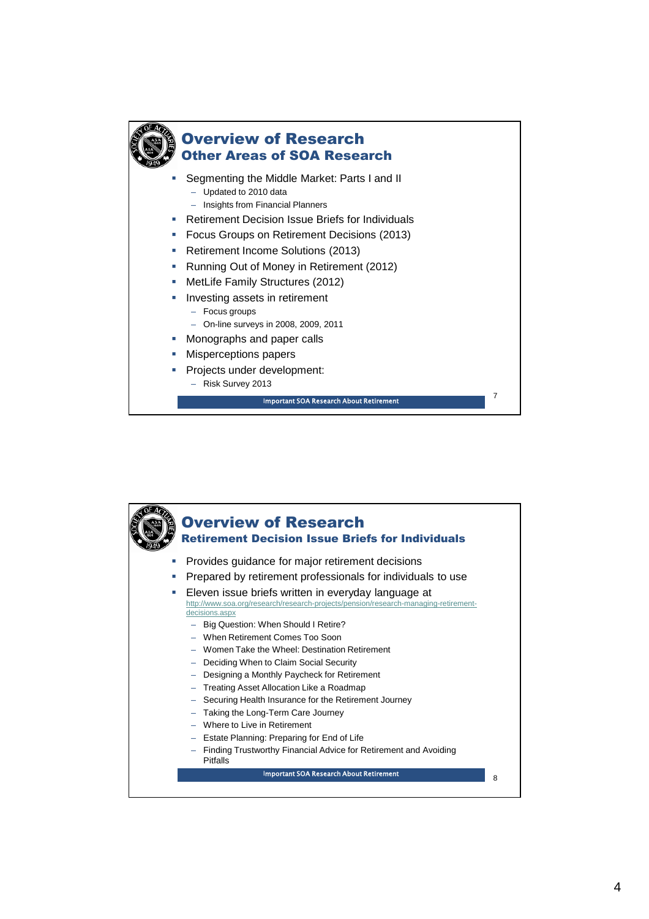# Overview of Research

## Other Areas of SOA Research

- Segmenting the Middle Market: Parts I and II
  - Updated to 2010 data
  - Insights from Financial Planners
- Retirement Decision Issue Briefs for Individuals
- Focus Groups on Retirement Decisions (2013)
- Retirement Income Solutions (2013)
- Running Out of Money in Retirement (2012)
- MetLife Family Structures (2012)
- Investing assets in retirement
  - Focus groups
  - On-line surveys in 2008, 2009, 2011
- Monographs and paper calls
- Misperceptions papers
- Projects under development:
  - Risk Survey 2013

Important SOA Research About Retirement

# Overview of Research

## Retirement Decision Issue Briefs for Individuals

- Provides guidance for major retirement decisions
- Prepared by retirement professionals for individuals to use
- Eleven issue briefs written in everyday language at http://www.soa.org/research/research-projects/pension/research-managing-retirement-decisions.aspx
  - Big Question: When Should I Retire?
  - When Retirement Comes Too Soon
  - Women Take the Wheel: Destination Retirement
  - Deciding When to Claim Social Security
  - Designing a Monthly Paycheck for Retirement
  - Treating Asset Allocation Like a Roadmap
  - Securing Health Insurance for the Retirement Journey
  - Taking the Long-Term Care Journey
  - Where to Live in Retirement
  - Estate Planning: Preparing for End of Life
  - Finding Trustworthy Financial Advice for Retirement and Avoiding Pitfalls

Important SOA Research About Retirement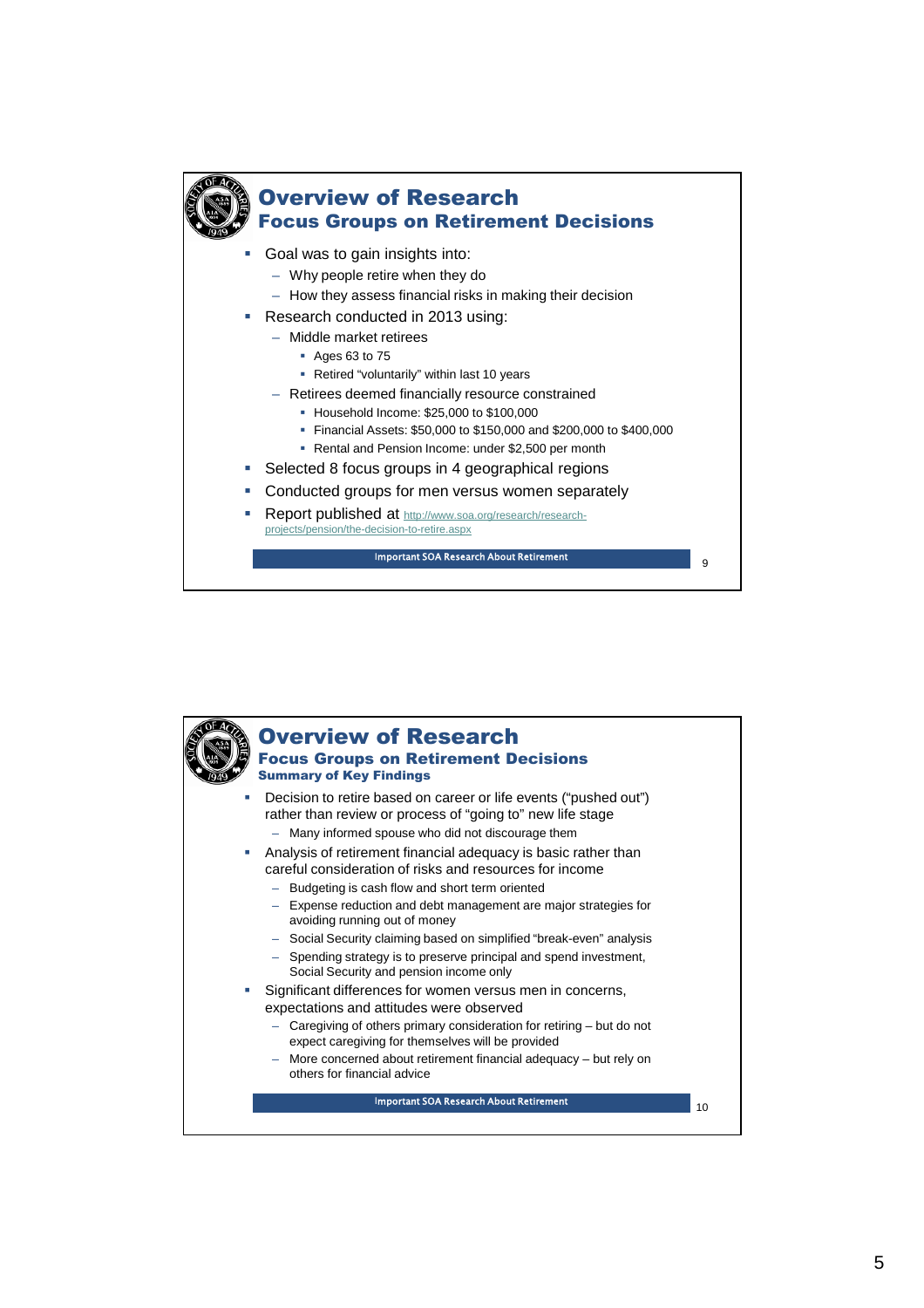## Overview of Research
### Focus Groups on Retirement Decisions

- Goal was to gain insights into:
  - Why people retire when they do
  - How they assess financial risks in making their decision
- Research conducted in 2013 using:
  - Middle market retirees
    - Ages 63 to 75
    - Retired "voluntarily" within last 10 years
  - Retirees deemed financially resource constrained
    - Household Income: $25,000 to $100,000
    - Financial Assets: $50,000 to $150,000 and $200,000 to $400,000
    - Rental and Pension Income: under $2,500 per month
- Selected 8 focus groups in 4 geographical regions
- Conducted groups for men versus women separately
- Report published at http://www.soa.org/research/research-projects/pension/the-decision-to-retire.aspx

Important SOA Research About Retirement

## Overview of Research
### Focus Groups on Retirement Decisions
#### Summary of Key Findings

- Decision to retire based on career or life events ("pushed out") rather than review or process of "going to" new life stage
  - Many informed spouse who did not discourage them
- Analysis of retirement financial adequacy is basic rather than careful consideration of risks and resources for income
  - Budgeting is cash flow and short term oriented
  - Expense reduction and debt management are major strategies for avoiding running out of money
  - Social Security claiming based on simplified "break-even" analysis
  - Spending strategy is to preserve principal and spend investment, Social Security and pension income only
- Significant differences for women versus men in concerns, expectations and attitudes were observed
  - Caregiving of others primary consideration for retiring – but do not expect caregiving for themselves will be provided
  - More concerned about retirement financial adequacy – but rely on others for financial advice

Important SOA Research About Retirement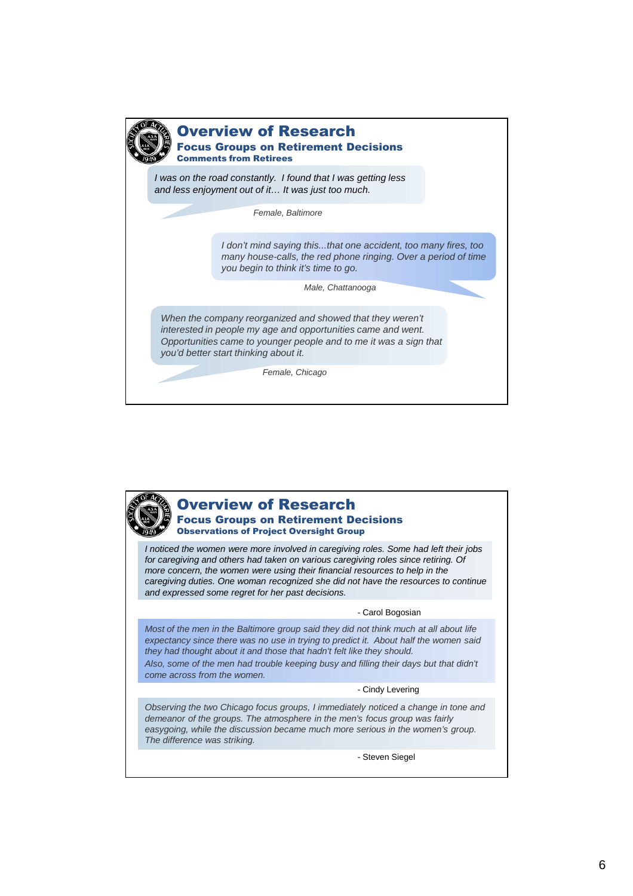# Overview of Research

## Focus Groups on Retirement Decisions

### Comments from Retirees

*I was on the road constantly. I found that I was getting less and less enjoyment out of it… It was just too much.*

*Female, Baltimore*

*I don't mind saying this...that one accident, too many fires, too many house-calls, the red phone ringing. Over a period of time you begin to think it's time to go.*

*Male, Chattanooga*

*When the company reorganized and showed that they weren't interested in people my age and opportunities came and went. Opportunities came to younger people and to me it was a sign that you'd better start thinking about it.*

*Female, Chicago*

# Overview of Research

## Focus Groups on Retirement Decisions

### Observations of Project Oversight Group

*I noticed the women were more involved in caregiving roles. Some had left their jobs for caregiving and others had taken on various caregiving roles since retiring. Of more concern, the women were using their financial resources to help in the caregiving duties. One woman recognized she did not have the resources to continue and expressed some regret for her past decisions.*

- Carol Bogosian

*Most of the men in the Baltimore group said they did not think much at all about life expectancy since there was no use in trying to predict it. About half the women said they had thought about it and those that hadn't felt like they should.*
*Also, some of the men had trouble keeping busy and filling their days but that didn't come across from the women.*

- Cindy Levering

*Observing the two Chicago focus groups, I immediately noticed a change in tone and demeanor of the groups. The atmosphere in the men's focus group was fairly easygoing, while the discussion became much more serious in the women's group. The difference was striking.*

- Steven Siegel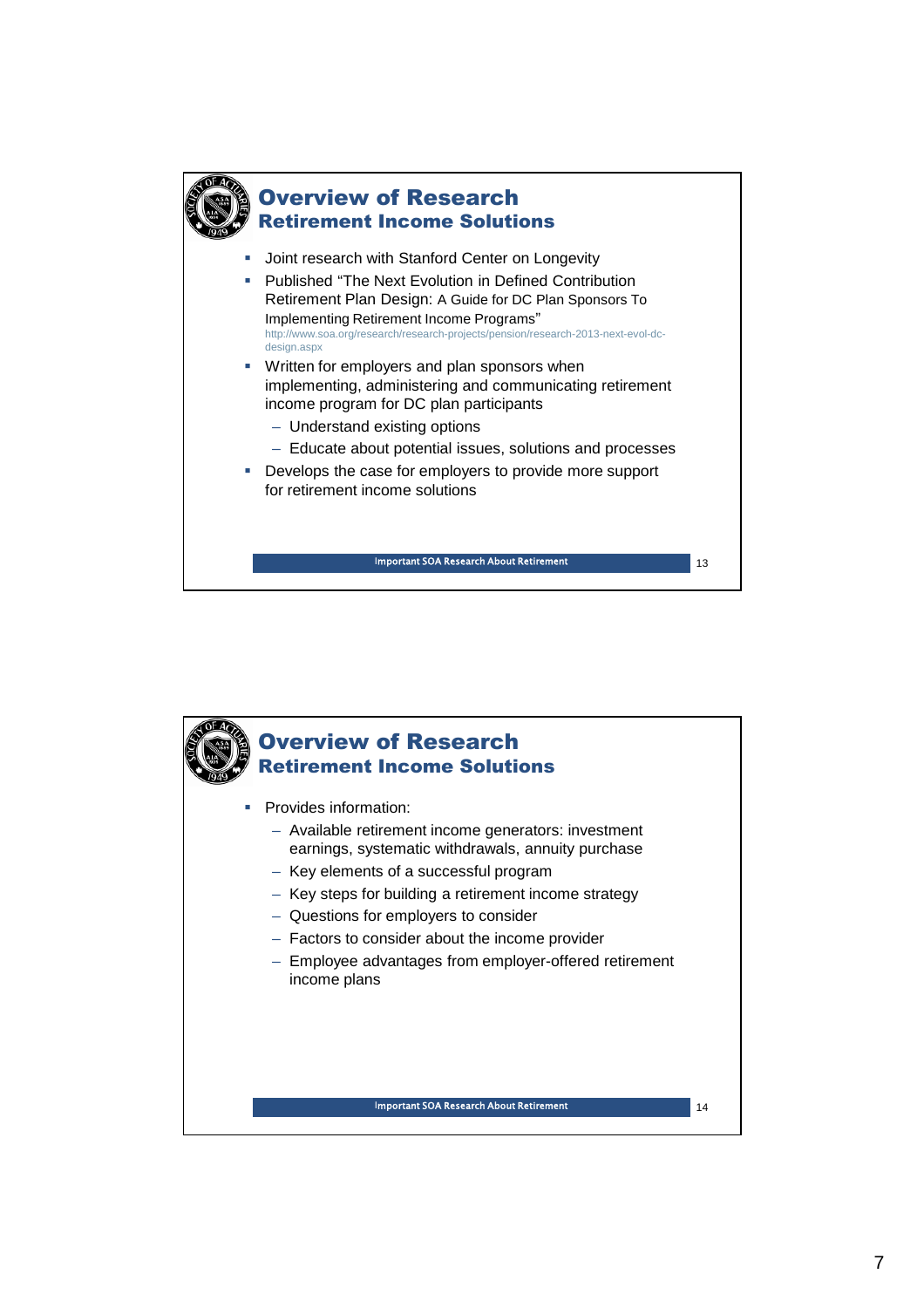## Overview of Research

### Retirement Income Solutions

- Joint research with Stanford Center on Longevity
- Published "The Next Evolution in Defined Contribution Retirement Plan Design: A Guide for DC Plan Sponsors To Implementing Retirement Income Programs"
  http://www.soa.org/research/research-projects/pension/research-2013-next-evol-dc-design.aspx
- Written for employers and plan sponsors when implementing, administering and communicating retirement income program for DC plan participants
  - Understand existing options
  - Educate about potential issues, solutions and processes
- Develops the case for employers to provide more support for retirement income solutions

Important SOA Research About Retirement

## Overview of Research

### Retirement Income Solutions

- Provides information:
  - Available retirement income generators: investment earnings, systematic withdrawals, annuity purchase
  - Key elements of a successful program
  - Key steps for building a retirement income strategy
  - Questions for employers to consider
  - Factors to consider about the income provider
  - Employee advantages from employer-offered retirement income plans

Important SOA Research About Retirement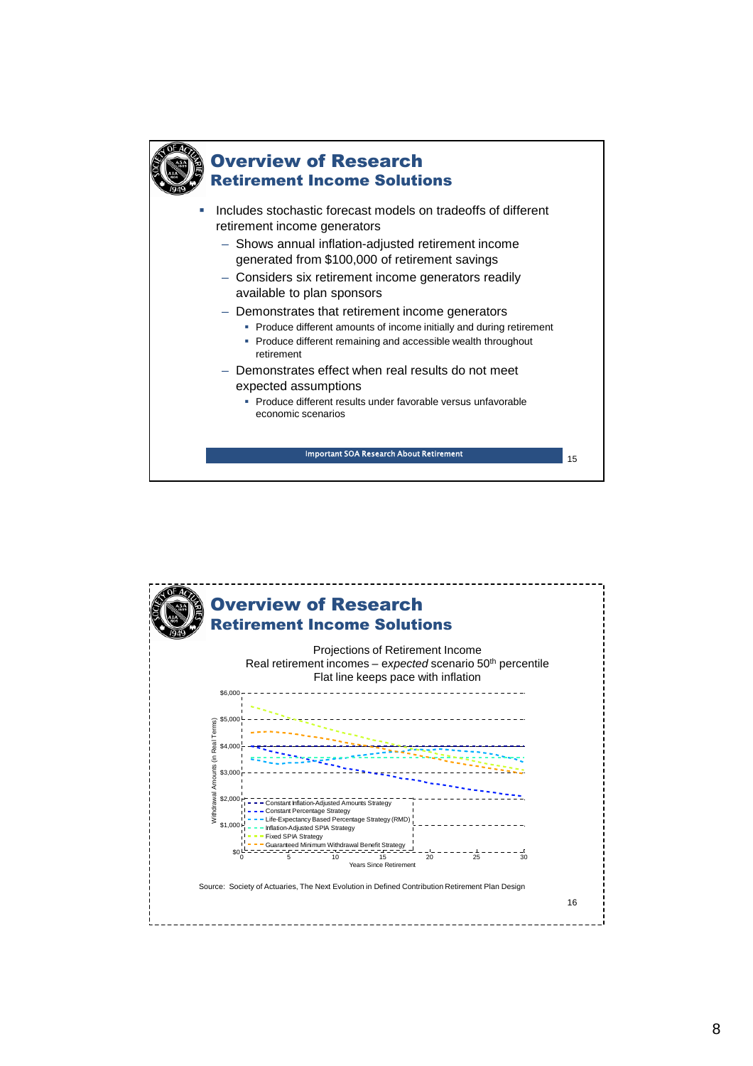# Overview of Research

## Retirement Income Solutions

- Includes stochastic forecast models on tradeoffs of different retirement income generators
  - Shows annual inflation-adjusted retirement income generated from $100,000 of retirement savings
  - Considers six retirement income generators readily available to plan sponsors
  - Demonstrates that retirement income generators
    - Produce different amounts of income initially and during retirement
    - Produce different remaining and accessible wealth throughout retirement
  - Demonstrates effect when real results do not meet expected assumptions
    - Produce different results under favorable versus unfavorable economic scenarios

Important SOA Research About Retirement

# Overview of Research

## Retirement Income Solutions

Projections of Retirement Income
Real retirement incomes – *expected* scenario 50th percentile
Flat line keeps pace with inflation

Withdrawal Amounts (in Real Terms): $0, $1,000, $2,000, $3,000, $4,000, $5,000, $6,000

Years Since Retirement: 0, 5, 10, 15, 20, 25, 30

- Constant Inflation-Adjusted Amounts Strategy
- Constant Percentage Strategy
- Life-Expectancy Based Percentage Strategy (RMD)
- Inflation-Adjusted SPIA Strategy
- Fixed SPIA Strategy
- Guaranteed Minimum Withdrawal Benefit Strategy

Source: Society of Actuaries, The Next Evolution in Defined Contribution Retirement Plan Design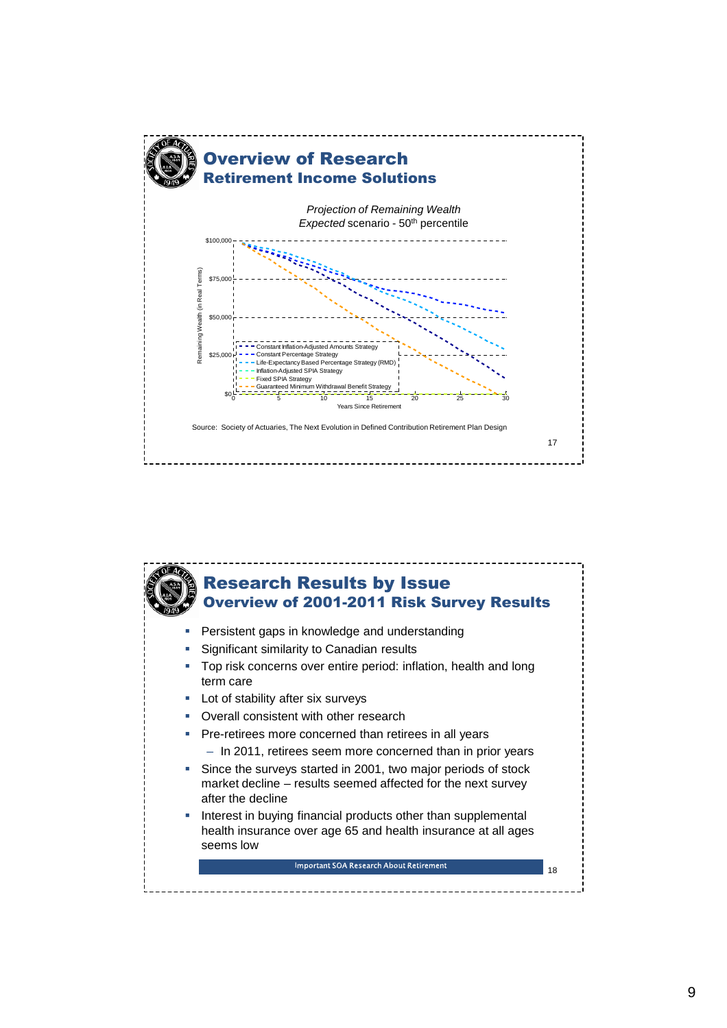# Overview of Research

## Retirement Income Solutions

*Projection of Remaining Wealth*
*Expected* scenario - 50th percentile

Remaining Wealth (in Real Terms): $100,000, $75,000, $50,000, $25,000, $0

Years Since Retirement: 0, 5, 10, 15, 20, 25, 30

- Constant Inflation-Adjusted Amounts Strategy
- Constant Percentage Strategy
- Life-Expectancy Based Percentage Strategy (RMD)
- Inflation-Adjusted SPIA Strategy
- Fixed SPIA Strategy
- Guaranteed Minimum Withdrawal Benefit Strategy

Source: Society of Actuaries, The Next Evolution in Defined Contribution Retirement Plan Design

# Research Results by Issue

## Overview of 2001-2011 Risk Survey Results

- Persistent gaps in knowledge and understanding
- Significant similarity to Canadian results
- Top risk concerns over entire period: inflation, health and long term care
- Lot of stability after six surveys
- Overall consistent with other research
- Pre-retirees more concerned than retirees in all years
  - In 2011, retirees seem more concerned than in prior years
- Since the surveys started in 2001, two major periods of stock market decline – results seemed affected for the next survey after the decline
- Interest in buying financial products other than supplemental health insurance over age 65 and health insurance at all ages seems low

Important SOA Research About Retirement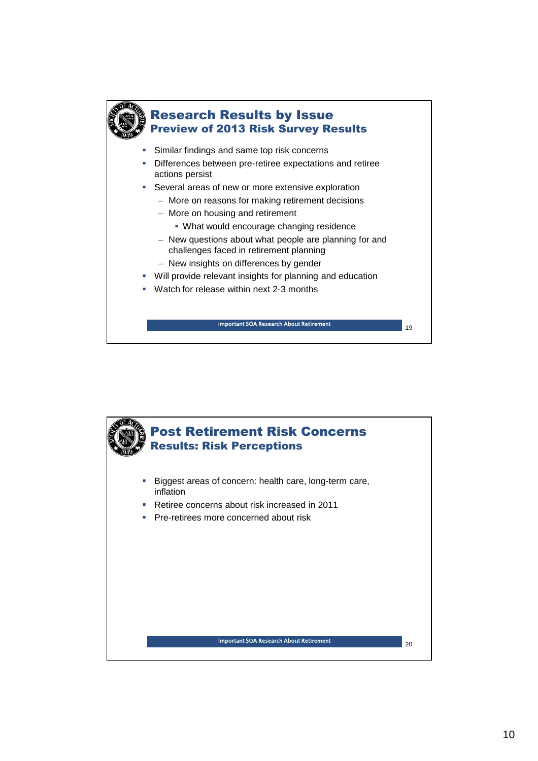## Research Results by Issue
### Preview of 2013 Risk Survey Results

- Similar findings and same top risk concerns
- Differences between pre-retiree expectations and retiree actions persist
- Several areas of new or more extensive exploration
  - More on reasons for making retirement decisions
  - More on housing and retirement
    - What would encourage changing residence
  - New questions about what people are planning for and challenges faced in retirement planning
  - New insights on differences by gender
- Will provide relevant insights for planning and education
- Watch for release within next 2-3 months

Important SOA Research About Retirement

## Post Retirement Risk Concerns
### Results: Risk Perceptions

- Biggest areas of concern: health care, long-term care, inflation
- Retiree concerns about risk increased in 2011
- Pre-retirees more concerned about risk

Important SOA Research About Retirement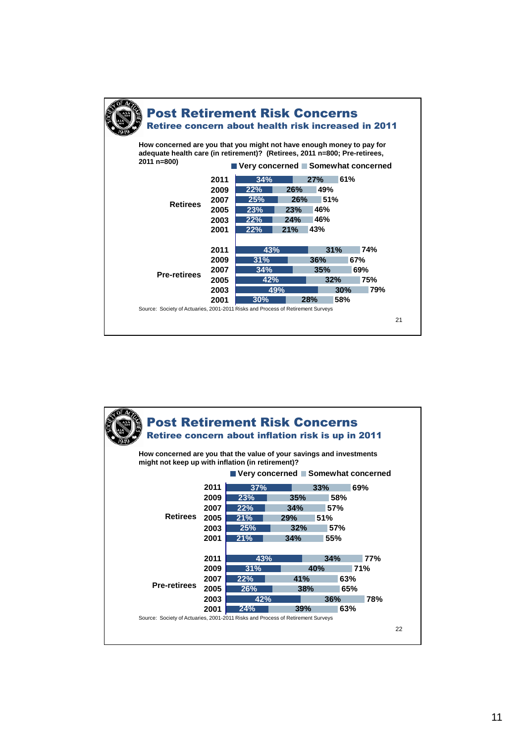## Post Retirement Risk Concerns

### Retiree concern about health risk increased in 2011

**How concerned are you that you might not have enough money to pay for adequate health care (in retirement)? (Retirees, 2011 n=800; Pre-retirees, 2011 n=800)**

| Group | Year | Very concerned | Somewhat concerned | Total |
|---|---|---|---|---|
| Retirees | 2011 | 34% | 27% | 61% |
| | 2009 | 22% | 26% | 49% |
| | 2007 | 25% | 26% | 51% |
| | 2005 | 23% | 23% | 46% |
| | 2003 | 22% | 24% | 46% |
| | 2001 | 22% | 21% | 43% |
| Pre-retirees | 2011 | 43% | 31% | 74% |
| | 2009 | 31% | 36% | 67% |
| | 2007 | 34% | 35% | 69% |
| | 2005 | 42% | 32% | 75% |
| | 2003 | 49% | 30% | 79% |
| | 2001 | 30% | 28% | 58% |

Source: Society of Actuaries, 2001-2011 Risks and Process of Retirement Surveys

## Post Retirement Risk Concerns

### Retiree concern about inflation risk is up in 2011

**How concerned are you that the value of your savings and investments might not keep up with inflation (in retirement)?**

| Group | Year | Very concerned | Somewhat concerned | Total |
|---|---|---|---|---|
| Retirees | 2011 | 37% | 33% | 69% |
| | 2009 | 23% | 35% | 58% |
| | 2007 | 22% | 34% | 57% |
| | 2005 | 21% | 29% | 51% |
| | 2003 | 25% | 32% | 57% |
| | 2001 | 21% | 34% | 55% |
| Pre-retirees | 2011 | 43% | 34% | 77% |
| | 2009 | 31% | 40% | 71% |
| | 2007 | 22% | 41% | 63% |
| | 2005 | 26% | 38% | 65% |
| | 2003 | 42% | 36% | 78% |
| | 2001 | 24% | 39% | 63% |

Source: Society of Actuaries, 2001-2011 Risks and Process of Retirement Surveys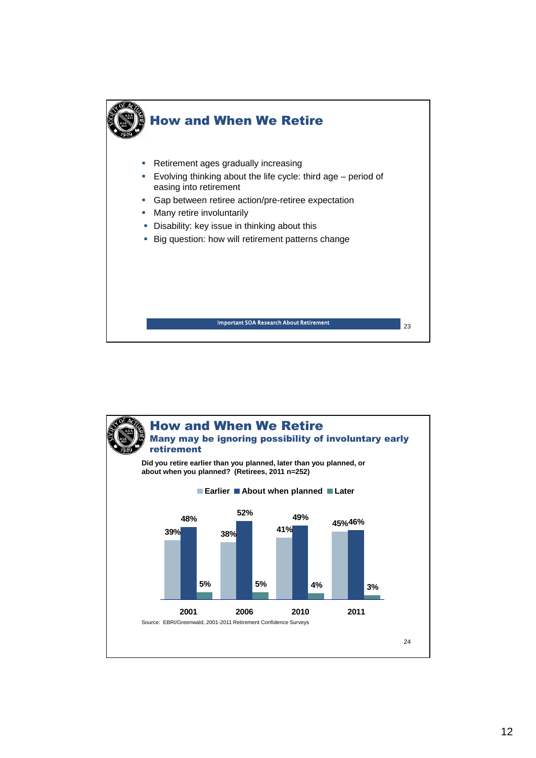# How and When We Retire

- Retirement ages gradually increasing
- Evolving thinking about the life cycle: third age – period of easing into retirement
- Gap between retiree action/pre-retiree expectation
- Many retire involuntarily
- Disability: key issue in thinking about this
- Big question: how will retirement patterns change

Important SOA Research About Retirement

# How and When We Retire

## Many may be ignoring possibility of involuntary early retirement

**Did you retire earlier than you planned, later than you planned, or about when you planned? (Retirees, 2011 n=252)**

| | Earlier | About when planned | Later |
|---|---|---|---|
| 2001 | 39% | 48% | 5% |
| 2006 | 38% | 52% | 5% |
| 2010 | 41% | 49% | 4% |
| 2011 | 45% | 46% | 3% |

Source: EBRI/Greenwald, 2001-2011 Retirement Confidence Surveys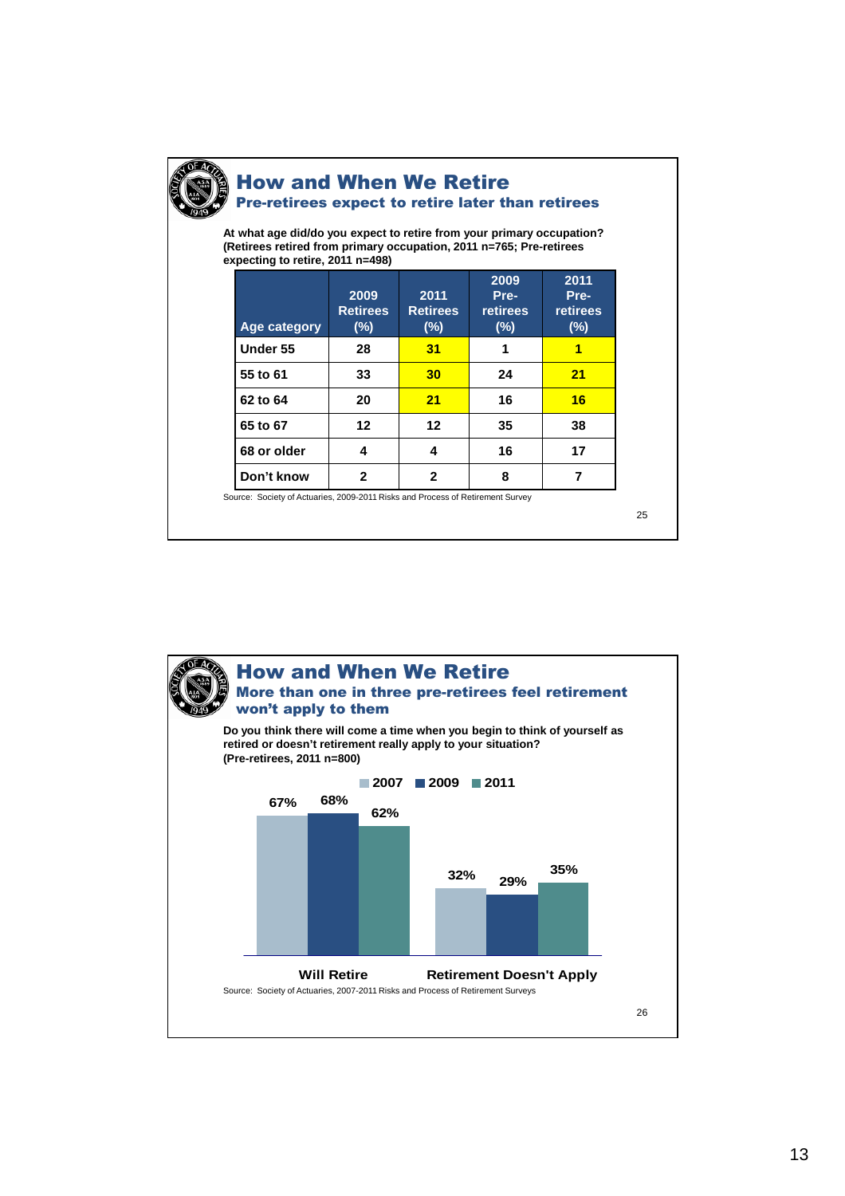## How and When We Retire

### Pre-retirees expect to retire later than retirees

**At what age did/do you expect to retire from your primary occupation? (Retirees retired from primary occupation, 2011 n=765; Pre-retirees expecting to retire, 2011 n=498)**

| Age category | 2009 Retirees (%) | 2011 Retirees (%) | 2009 Pre-retirees (%) | 2011 Pre-retirees (%) |
|---|---|---|---|---|
| Under 55 | 28 | 31 | 1 | 1 |
| 55 to 61 | 33 | 30 | 24 | 21 |
| 62 to 64 | 20 | 21 | 16 | 16 |
| 65 to 67 | 12 | 12 | 35 | 38 |
| 68 or older | 4 | 4 | 16 | 17 |
| Don't know | 2 | 2 | 8 | 7 |

Source: Society of Actuaries, 2009-2011 Risks and Process of Retirement Survey

## How and When We Retire

### More than one in three pre-retirees feel retirement won't apply to them

**Do you think there will come a time when you begin to think of yourself as retired or doesn't retirement really apply to your situation? (Pre-retirees, 2011 n=800)**

| | 2007 | 2009 | 2011 |
|---|---|---|---|
| Will Retire | 67% | 68% | 62% |
| Retirement Doesn't Apply | 32% | 29% | 35% |

Source: Society of Actuaries, 2007-2011 Risks and Process of Retirement Surveys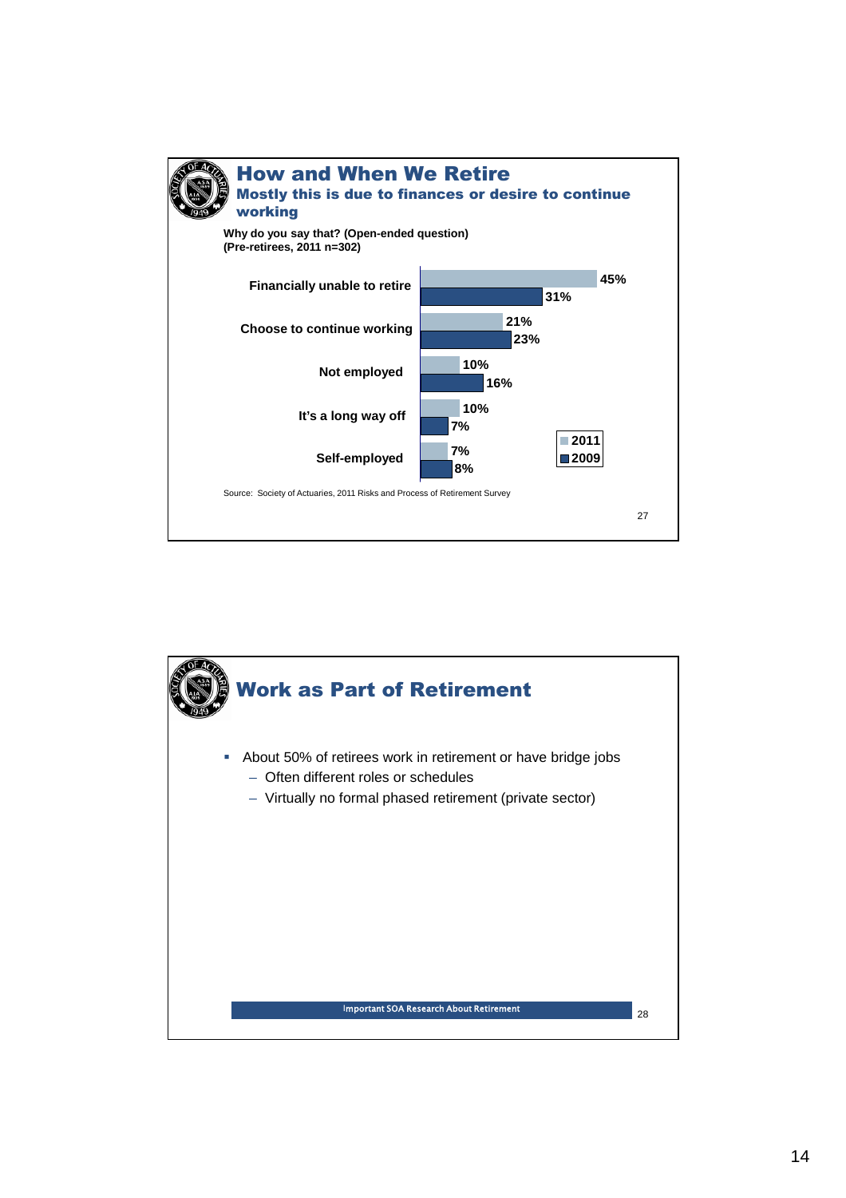## How and When We Retire

### Mostly this is due to finances or desire to continue working

**Why do you say that? (Open-ended question)**
**(Pre-retirees, 2011 n=302)**

| | 2011 | 2009 |
|---|---|---|
| Financially unable to retire | 45% | 31% |
| Choose to continue working | 21% | 23% |
| Not employed | 10% | 16% |
| It's a long way off | 10% | 7% |
| Self-employed | 7% | 8% |

Source: Society of Actuaries, 2011 Risks and Process of Retirement Survey

## Work as Part of Retirement

- About 50% of retirees work in retirement or have bridge jobs
  - Often different roles or schedules
  - Virtually no formal phased retirement (private sector)

Important SOA Research About Retirement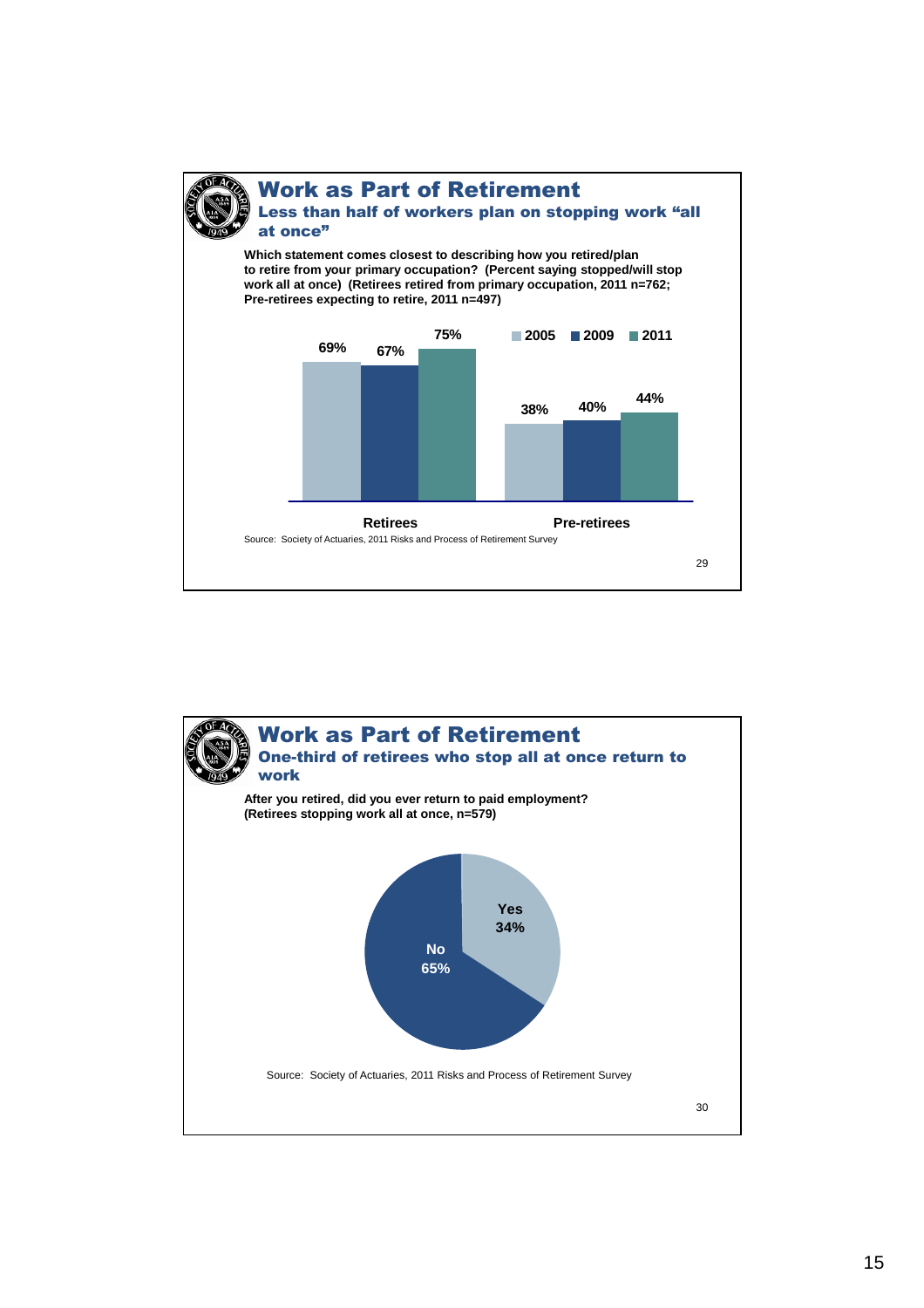## Work as Part of Retirement

### Less than half of workers plan on stopping work "all at once"

**Which statement comes closest to describing how you retired/plan to retire from your primary occupation? (Percent saying stopped/will stop work all at once) (Retirees retired from primary occupation, 2011 n=762; Pre-retirees expecting to retire, 2011 n=497)**

| | 2005 | 2009 | 2011 |
|---|---|---|---|
| Retirees | 69% | 67% | 75% |
| Pre-retirees | 38% | 40% | 44% |

Source: Society of Actuaries, 2011 Risks and Process of Retirement Survey

## Work as Part of Retirement

### One-third of retirees who stop all at once return to work

**After you retired, did you ever return to paid employment? (Retirees stopping work all at once, n=579)**

| Response | Percent |
|---|---|
| Yes | 34% |
| No | 65% |

Source: Society of Actuaries, 2011 Risks and Process of Retirement Survey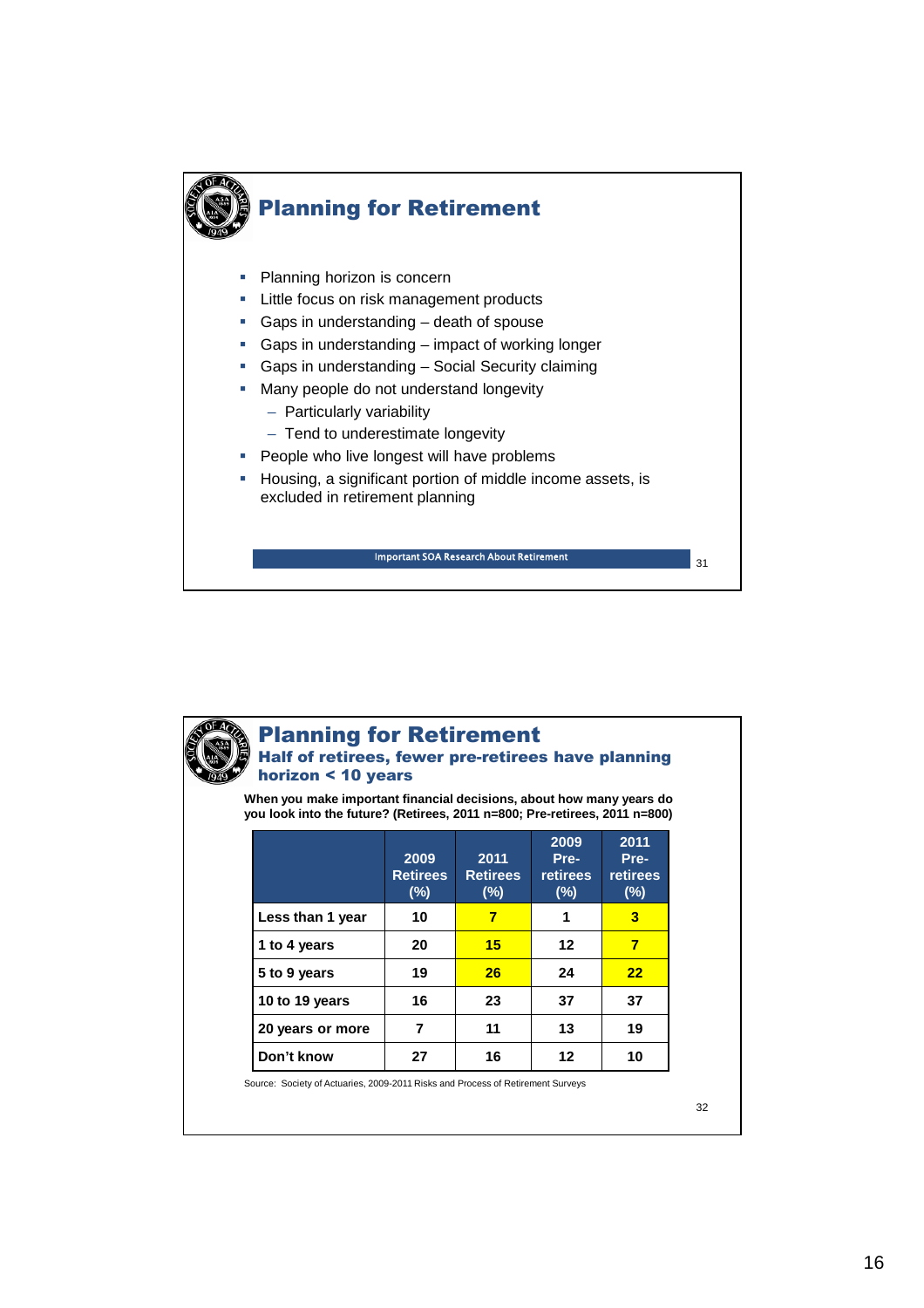## Planning for Retirement

- Planning horizon is concern
- Little focus on risk management products
- Gaps in understanding – death of spouse
- Gaps in understanding – impact of working longer
- Gaps in understanding – Social Security claiming
- Many people do not understand longevity
  - Particularly variability
  - Tend to underestimate longevity
- People who live longest will have problems
- Housing, a significant portion of middle income assets, is excluded in retirement planning

Important SOA Research About Retirement

## Planning for Retirement

### Half of retirees, fewer pre-retirees have planning horizon < 10 years

**When you make important financial decisions, about how many years do you look into the future? (Retirees, 2011 n=800; Pre-retirees, 2011 n=800)**

| | 2009 Retirees (%) | 2011 Retirees (%) | 2009 Pre-retirees (%) | 2011 Pre-retirees (%) |
|---|---|---|---|---|
| Less than 1 year | 10 | 7 | 1 | 3 |
| 1 to 4 years | 20 | 15 | 12 | 7 |
| 5 to 9 years | 19 | 26 | 24 | 22 |
| 10 to 19 years | 16 | 23 | 37 | 37 |
| 20 years or more | 7 | 11 | 13 | 19 |
| Don't know | 27 | 16 | 12 | 10 |

Source: Society of Actuaries, 2009-2011 Risks and Process of Retirement Surveys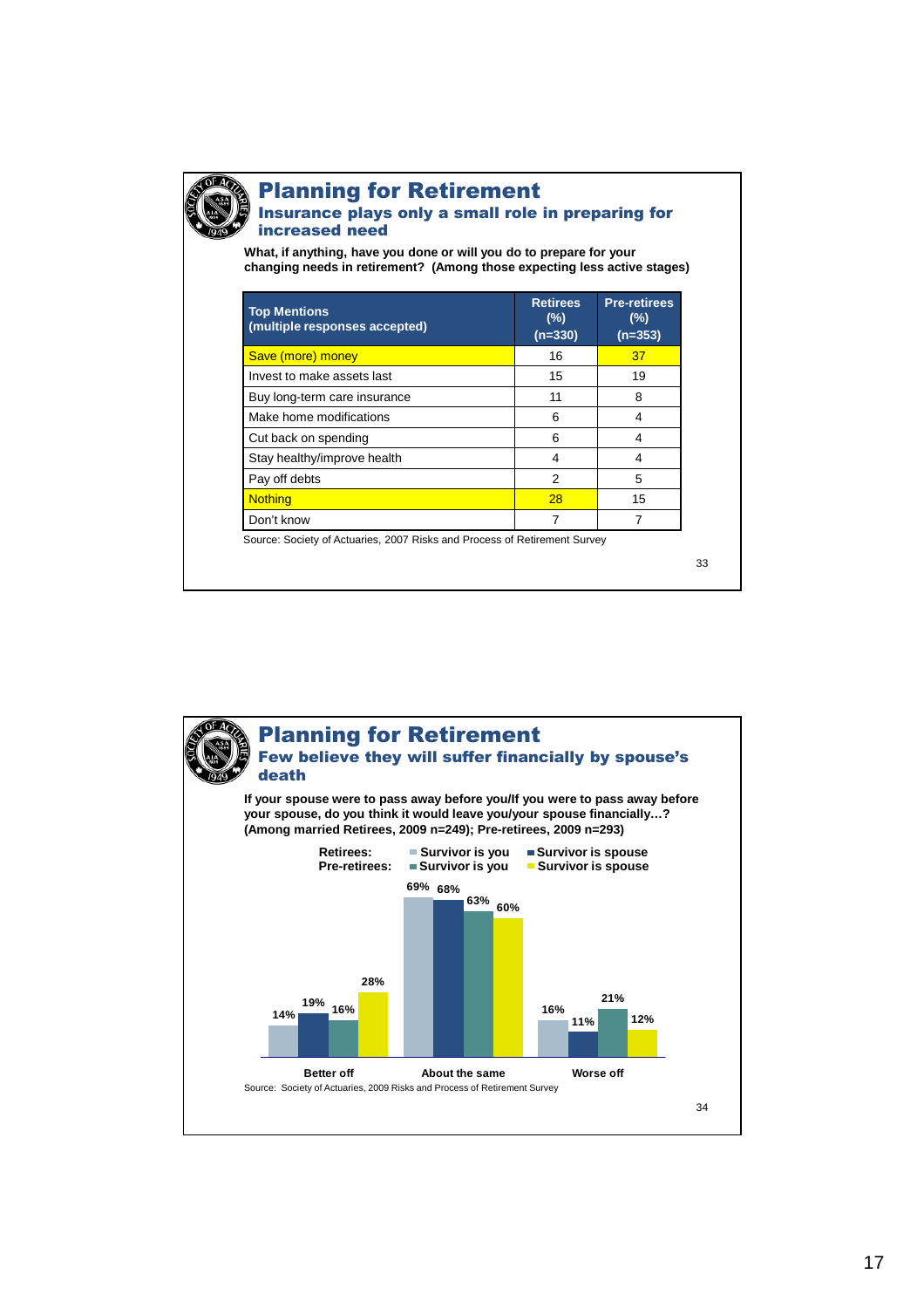## Planning for Retirement

### Insurance plays only a small role in preparing for increased need

**What, if anything, have you done or will you do to prepare for your changing needs in retirement? (Among those expecting less active stages)**

| Top Mentions (multiple responses accepted) | Retirees (%) (n=330) | Pre-retirees (%) (n=353) |
|---|---|---|
| Save (more) money | 16 | 37 |
| Invest to make assets last | 15 | 19 |
| Buy long-term care insurance | 11 | 8 |
| Make home modifications | 6 | 4 |
| Cut back on spending | 6 | 4 |
| Stay healthy/improve health | 4 | 4 |
| Pay off debts | 2 | 5 |
| Nothing | 28 | 15 |
| Don't know | 7 | 7 |

Source: Society of Actuaries, 2007 Risks and Process of Retirement Survey

## Planning for Retirement

### Few believe they will suffer financially by spouse's death

**If your spouse were to pass away before you/If you were to pass away before your spouse, do you think it would leave you/your spouse financially…? (Among married Retirees, 2009 n=249); Pre-retirees, 2009 n=293)**

| | Retirees: Survivor is you | Retirees: Survivor is spouse | Pre-retirees: Survivor is you | Pre-retirees: Survivor is spouse |
|---|---|---|---|---|
| Better off | 14% | 19% | 16% | 28% |
| About the same | 69% | 68% | 63% | 60% |
| Worse off | 16% | 11% | 21% | 12% |

Source: Society of Actuaries, 2009 Risks and Process of Retirement Survey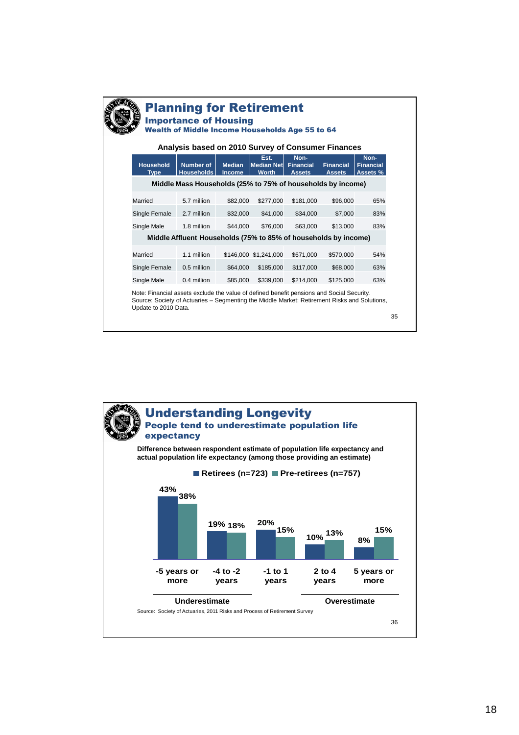# Planning for Retirement

## Importance of Housing

### Wealth of Middle Income Households Age 55 to 64

**Analysis based on 2010 Survey of Consumer Finances**

| Household Type | Number of Households | Median Income | Est. Median Net Worth | Non-Financial Assets | Financial Assets | Non-Financial Assets % |
|---|---|---|---|---|---|---|
| **Middle Mass Households (25% to 75% of households by income)** | | | | | | |
| Married | 5.7 million | $82,000 | $277,000 | $181,000 | $96,000 | 65% |
| Single Female | 2.7 million | $32,000 | $41,000 | $34,000 | $7,000 | 83% |
| Single Male | 1.8 million | $44,000 | $76,000 | $63,000 | $13,000 | 83% |
| **Middle Affluent Households (75% to 85% of households by income)** | | | | | | |
| Married | 1.1 million | $146,000 | $1,241,000 | $671,000 | $570,000 | 54% |
| Single Female | 0.5 million | $64,000 | $185,000 | $117,000 | $68,000 | 63% |
| Single Male | 0.4 million | $85,000 | $339,000 | $214,000 | $125,000 | 63% |

Note: Financial assets exclude the value of defined benefit pensions and Social Security.
Source: Society of Actuaries – Segmenting the Middle Market: Retirement Risks and Solutions, Update to 2010 Data.

# Understanding Longevity

## People tend to underestimate population life expectancy

**Difference between respondent estimate of population life expectancy and actual population life expectancy (among those providing an estimate)**

| | -5 years or more | -4 to -2 years | -1 to 1 years | 2 to 4 years | 5 years or more |
|---|---|---|---|---|---|
| Retirees (n=723) | 43% | 19% | 20% | 10% | 8% |
| Pre-retirees (n=757) | 38% | 18% | 15% | 13% | 15% |

Underestimate: -5 years or more, -4 to -2 years. Overestimate: 2 to 4 years, 5 years or more.

Source: Society of Actuaries, 2011 Risks and Process of Retirement Survey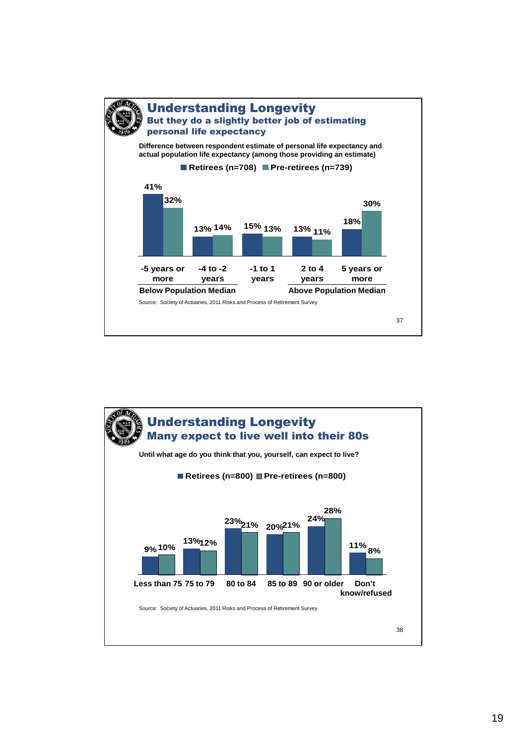## Understanding Longevity

### But they do a slightly better job of estimating personal life expectancy

**Difference between respondent estimate of personal life expectancy and actual population life expectancy (among those providing an estimate)**

| | -5 years or more | -4 to -2 years | -1 to 1 years | 2 to 4 years | 5 years or more |
|---|---|---|---|---|---|
| Retirees (n=708) | 41% | 13% | 15% | 13% | 18% |
| Pre-retirees (n=739) | 32% | 14% | 13% | 11% | 30% |

Below Population Median: -5 years or more; -4 to -2 years. Above Population Median: 2 to 4 years; 5 years or more.

Source: Society of Actuaries, 2011 Risks and Process of Retirement Survey

## Understanding Longevity

### Many expect to live well into their 80s

**Until what age do you think that you, yourself, can expect to live?**

| | Less than 75 | 75 to 79 | 80 to 84 | 85 to 89 | 90 or older | Don't know/refused |
|---|---|---|---|---|---|---|
| Retirees (n=800) | 9% | 13% | 23% | 20% | 24% | 11% |
| Pre-retirees (n=800) | 10% | 12% | 21% | 21% | 28% | 8% |

Source: Society of Actuaries, 2011 Risks and Process of Retirement Survey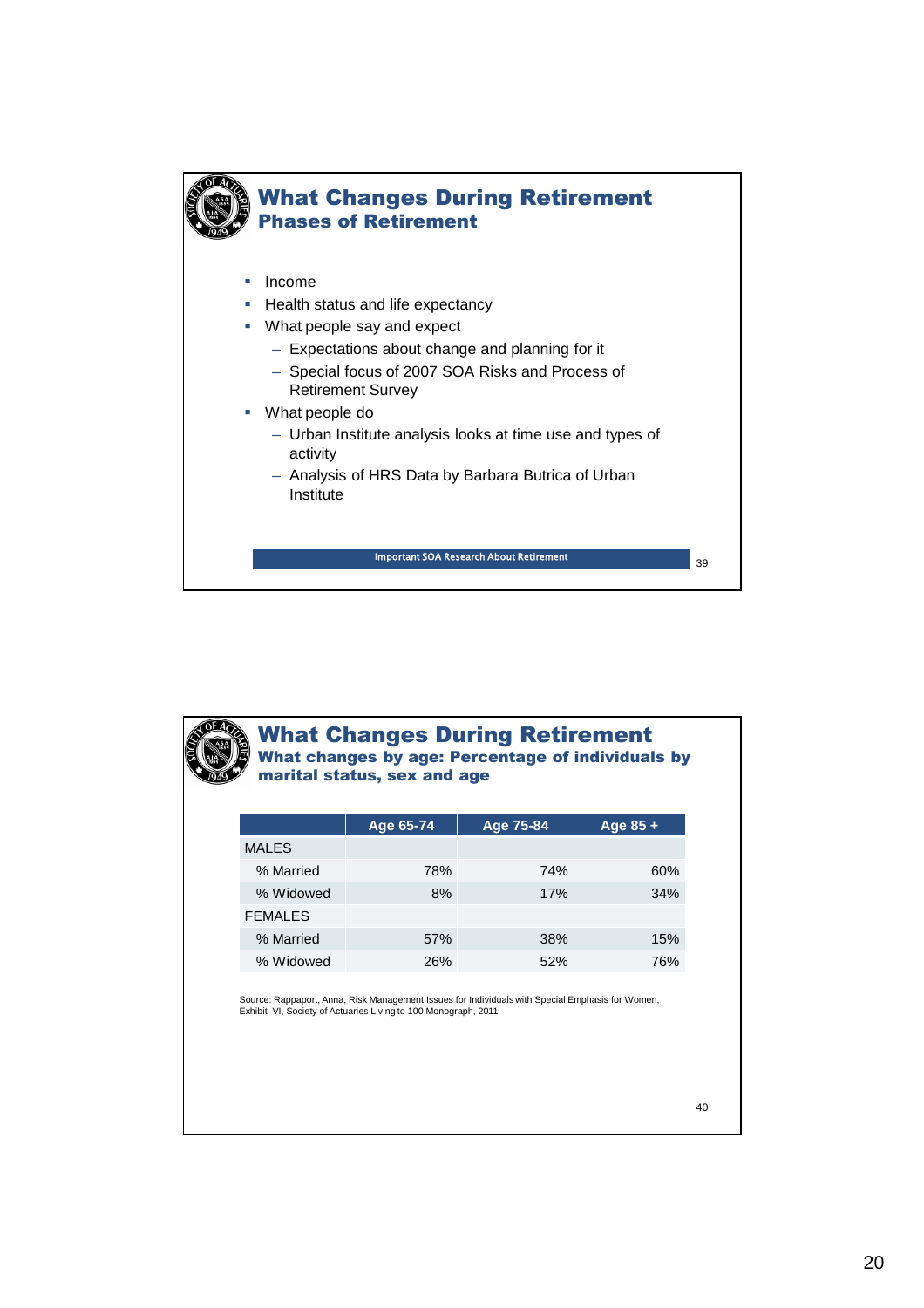# What Changes During Retirement

## Phases of Retirement

- Income
- Health status and life expectancy
- What people say and expect
  - Expectations about change and planning for it
  - Special focus of 2007 SOA Risks and Process of Retirement Survey
- What people do
  - Urban Institute analysis looks at time use and types of activity
  - Analysis of HRS Data by Barbara Butrica of Urban Institute

Important SOA Research About Retirement

# What Changes During Retirement

## What changes by age: Percentage of individuals by marital status, sex and age

| | Age 65-74 | Age 75-84 | Age 85 + |
|---|---|---|---|
| MALES | | | |
| % Married | 78% | 74% | 60% |
| % Widowed | 8% | 17% | 34% |
| FEMALES | | | |
| % Married | 57% | 38% | 15% |
| % Widowed | 26% | 52% | 76% |

Source: Rappaport, Anna, Risk Management Issues for Individuals with Special Emphasis for Women, Exhibit VI, Society of Actuaries Living to 100 Monograph, 2011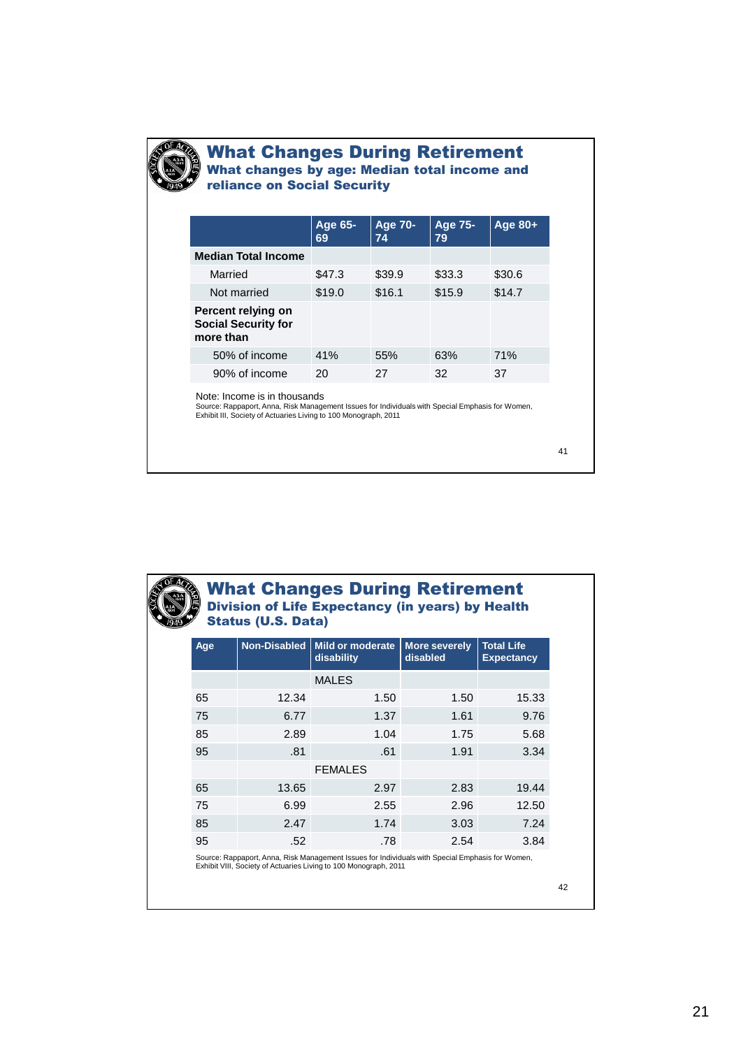## What Changes During Retirement

### What changes by age: Median total income and reliance on Social Security

| | Age 65-69 | Age 70-74 | Age 75-79 | Age 80+ |
|---|---|---|---|---|
| **Median Total Income** | | | | |
| Married | $47.3 | $39.9 | $33.3 | $30.6 |
| Not married | $19.0 | $16.1 | $15.9 | $14.7 |
| **Percent relying on Social Security for more than** | | | | |
| 50% of income | 41% | 55% | 63% | 71% |
| 90% of income | 20 | 27 | 32 | 37 |

Note: Income is in thousands

Source: Rappaport, Anna, Risk Management Issues for Individuals with Special Emphasis for Women, Exhibit III, Society of Actuaries Living to 100 Monograph, 2011

## What Changes During Retirement

### Division of Life Expectancy (in years) by Health Status (U.S. Data)

| Age | Non-Disabled | Mild or moderate disability | More severely disabled | Total Life Expectancy |
|---|---|---|---|---|
| | | MALES | | |
| 65 | 12.34 | 1.50 | 1.50 | 15.33 |
| 75 | 6.77 | 1.37 | 1.61 | 9.76 |
| 85 | 2.89 | 1.04 | 1.75 | 5.68 |
| 95 | .81 | .61 | 1.91 | 3.34 |
| | | FEMALES | | |
| 65 | 13.65 | 2.97 | 2.83 | 19.44 |
| 75 | 6.99 | 2.55 | 2.96 | 12.50 |
| 85 | 2.47 | 1.74 | 3.03 | 7.24 |
| 95 | .52 | .78 | 2.54 | 3.84 |

Source: Rappaport, Anna, Risk Management Issues for Individuals with Special Emphasis for Women, Exhibit VIII, Society of Actuaries Living to 100 Monograph, 2011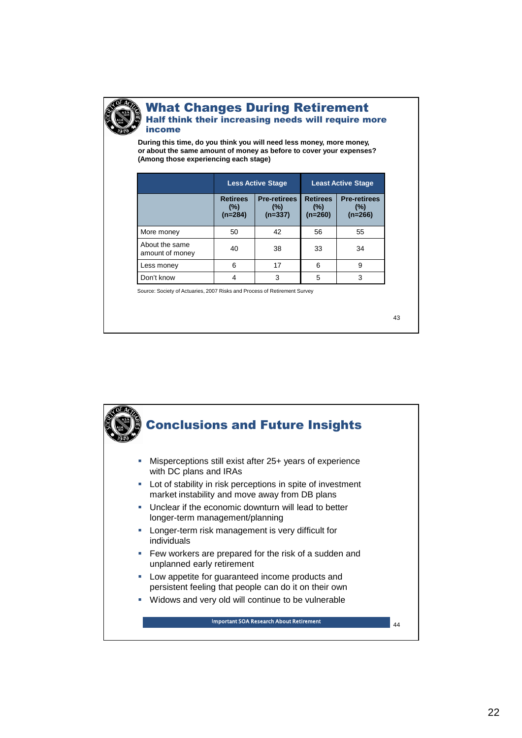## What Changes During Retirement

### Half think their increasing needs will require more income

**During this time, do you think you will need less money, more money, or about the same amount of money as before to cover your expenses? (Among those experiencing each stage)**

| | Less Active Stage | | Least Active Stage | |
|---|---|---|---|---|
| | Retirees (%) (n=284) | Pre-retirees (%) (n=337) | Retirees (%) (n=260) | Pre-retirees (%) (n=266) |
| More money | 50 | 42 | 56 | 55 |
| About the same amount of money | 40 | 38 | 33 | 34 |
| Less money | 6 | 17 | 6 | 9 |
| Don't know | 4 | 3 | 5 | 3 |

Source: Society of Actuaries, 2007 Risks and Process of Retirement Survey

## Conclusions and Future Insights

- Misperceptions still exist after 25+ years of experience with DC plans and IRAs
- Lot of stability in risk perceptions in spite of investment market instability and move away from DB plans
- Unclear if the economic downturn will lead to better longer-term management/planning
- Longer-term risk management is very difficult for individuals
- Few workers are prepared for the risk of a sudden and unplanned early retirement
- Low appetite for guaranteed income products and persistent feeling that people can do it on their own
- Widows and very old will continue to be vulnerable

Important SOA Research About Retirement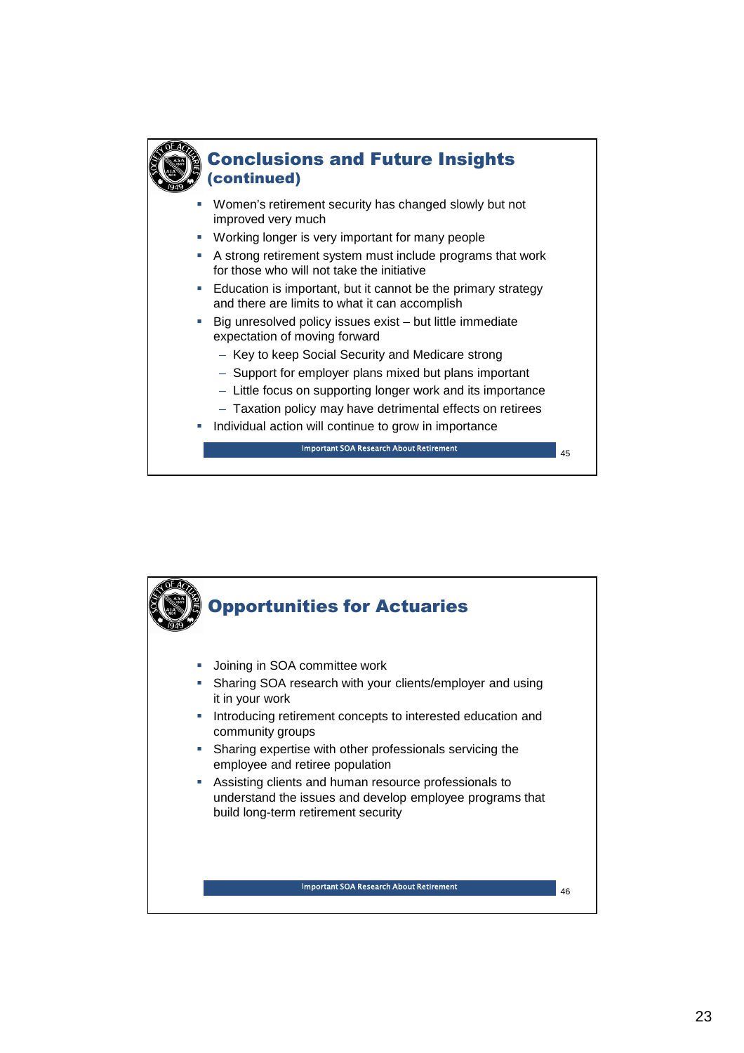## Conclusions and Future Insights (continued)

- Women's retirement security has changed slowly but not improved very much
- Working longer is very important for many people
- A strong retirement system must include programs that work for those who will not take the initiative
- Education is important, but it cannot be the primary strategy and there are limits to what it can accomplish
- Big unresolved policy issues exist – but little immediate expectation of moving forward
  - Key to keep Social Security and Medicare strong
  - Support for employer plans mixed but plans important
  - Little focus on supporting longer work and its importance
  - Taxation policy may have detrimental effects on retirees
- Individual action will continue to grow in importance

## Opportunities for Actuaries

- Joining in SOA committee work
- Sharing SOA research with your clients/employer and using it in your work
- Introducing retirement concepts to interested education and community groups
- Sharing expertise with other professionals servicing the employee and retiree population
- Assisting clients and human resource professionals to understand the issues and develop employee programs that build long-term retirement security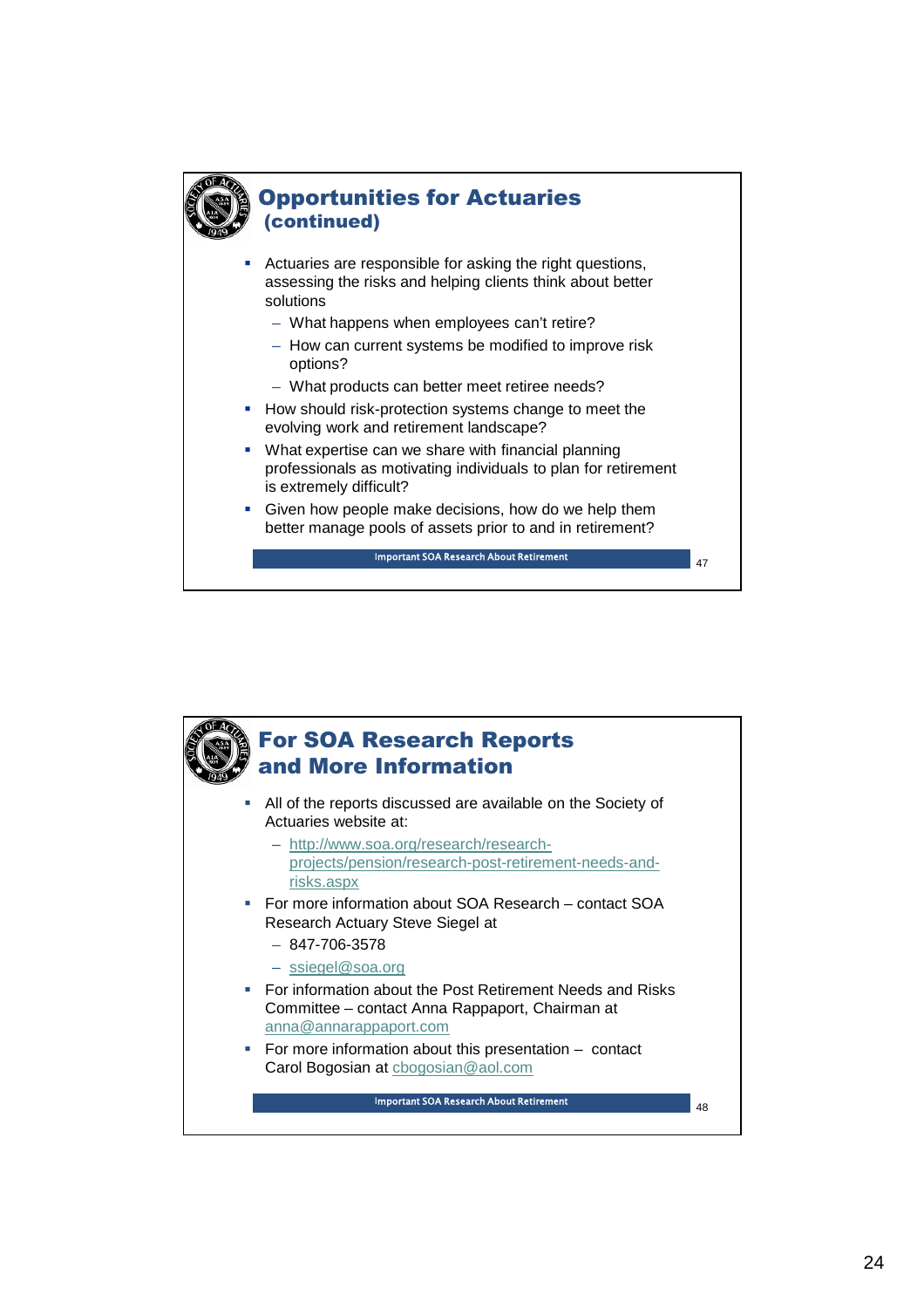## Opportunities for Actuaries (continued)

- Actuaries are responsible for asking the right questions, assessing the risks and helping clients think about better solutions
  - What happens when employees can't retire?
  - How can current systems be modified to improve risk options?
  - What products can better meet retiree needs?
- How should risk-protection systems change to meet the evolving work and retirement landscape?
- What expertise can we share with financial planning professionals as motivating individuals to plan for retirement is extremely difficult?
- Given how people make decisions, how do we help them better manage pools of assets prior to and in retirement?

Important SOA Research About Retirement

## For SOA Research Reports and More Information

- All of the reports discussed are available on the Society of Actuaries website at:
  - http://www.soa.org/research/research-projects/pension/research-post-retirement-needs-and-risks.aspx
- For more information about SOA Research – contact SOA Research Actuary Steve Siegel at
  - 847-706-3578
  - ssiegel@soa.org
- For information about the Post Retirement Needs and Risks Committee – contact Anna Rappaport, Chairman at anna@annarappaport.com
- For more information about this presentation – contact Carol Bogosian at cbogosian@aol.com

Important SOA Research About Retirement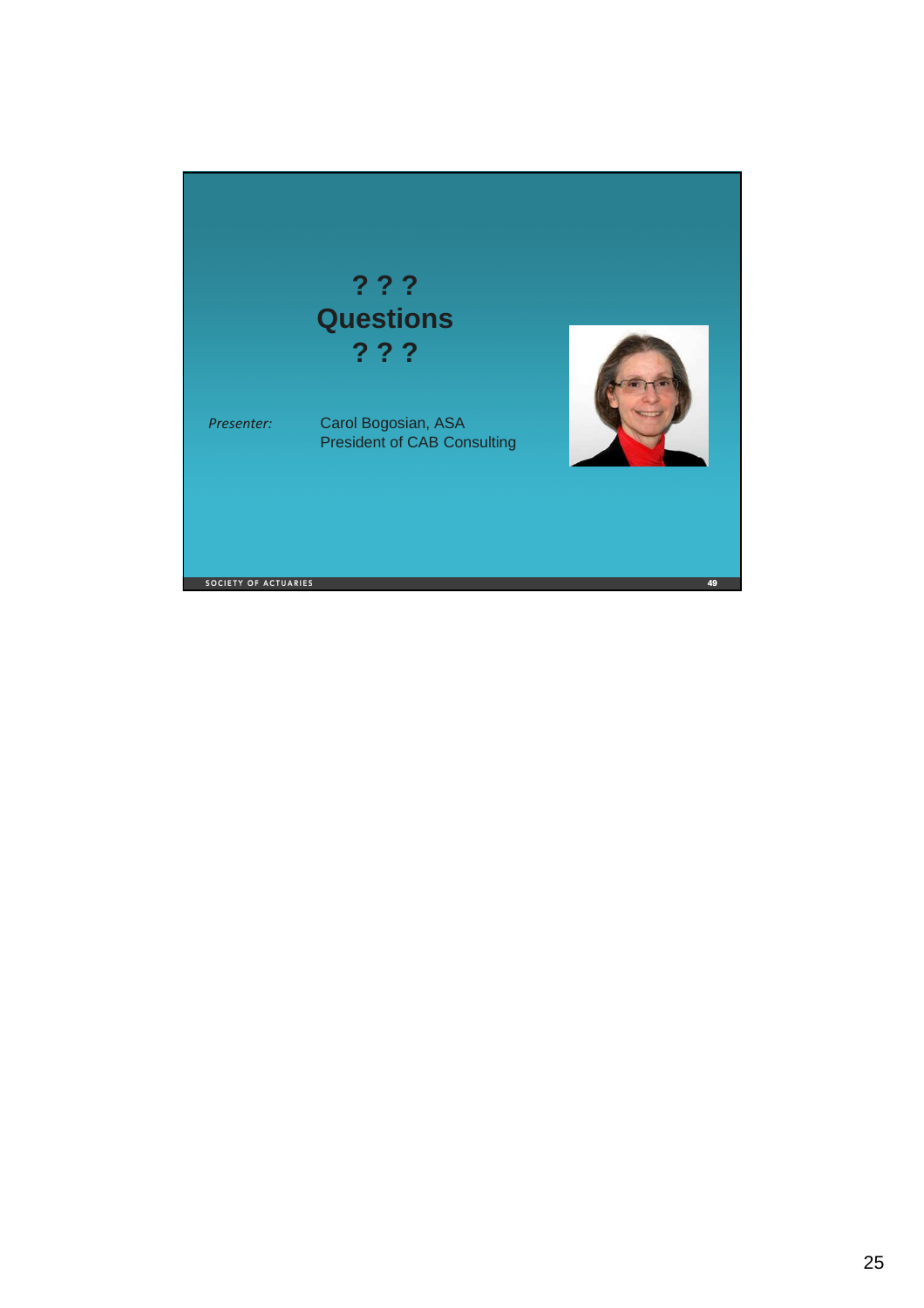# ? ? ?
# Questions
# ? ? ?

*Presenter:* Carol Bogosian, ASA
President of CAB Consulting